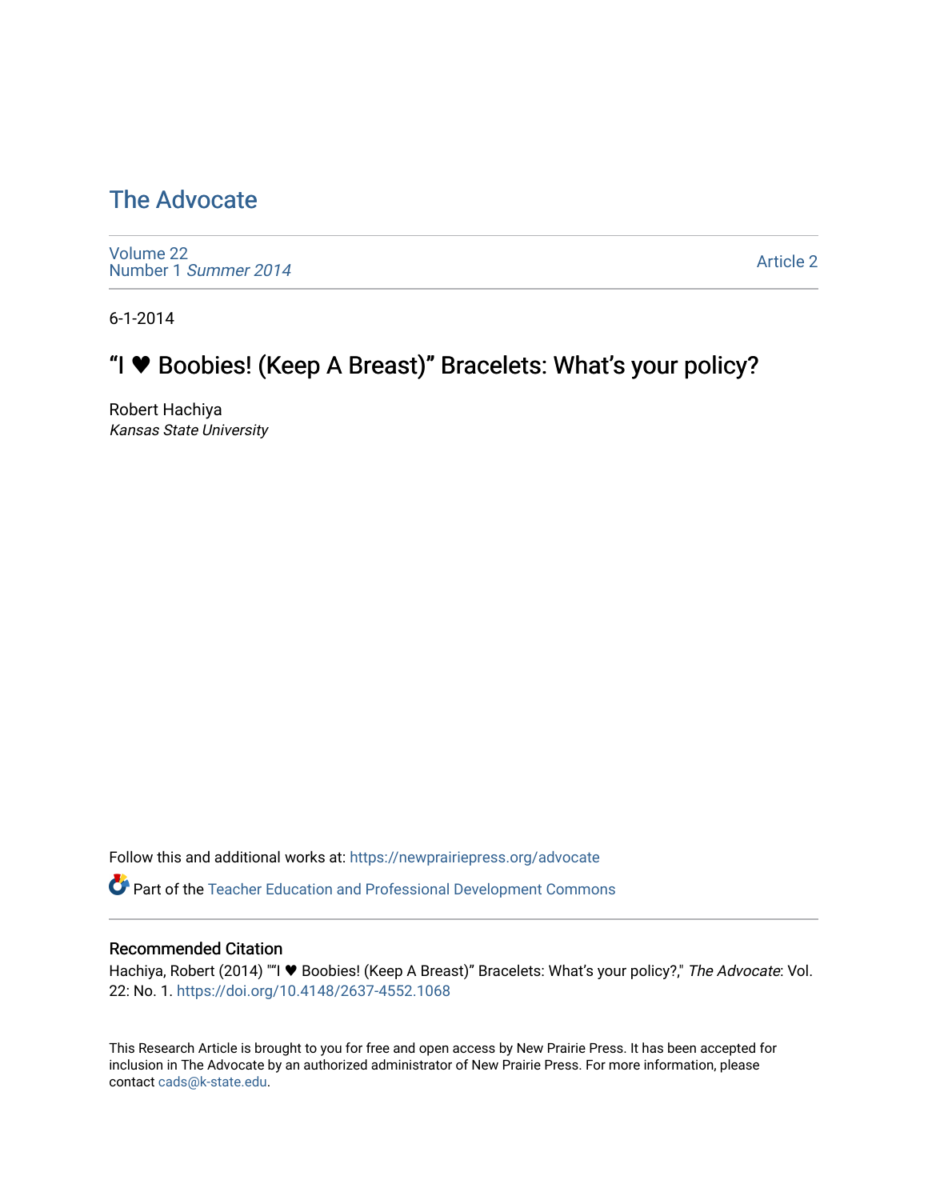# The Advocate

Volume 22
Number 1 *Summer 2014*

Article 2

6-1-2014

## "I ♥ Boobies! (Keep A Breast)" Bracelets: What's your policy?

Robert Hachiya
*Kansas State University*

Follow this and additional works at: https://newprairiepress.org/advocate

Part of the Teacher Education and Professional Development Commons

### Recommended Citation

Hachiya, Robert (2014) ""I ♥ Boobies! (Keep A Breast)" Bracelets: What's your policy?," *The Advocate*: Vol. 22: No. 1. https://doi.org/10.4148/2637-4552.1068

This Research Article is brought to you for free and open access by New Prairie Press. It has been accepted for inclusion in The Advocate by an authorized administrator of New Prairie Press. For more information, please contact cads@k-state.edu.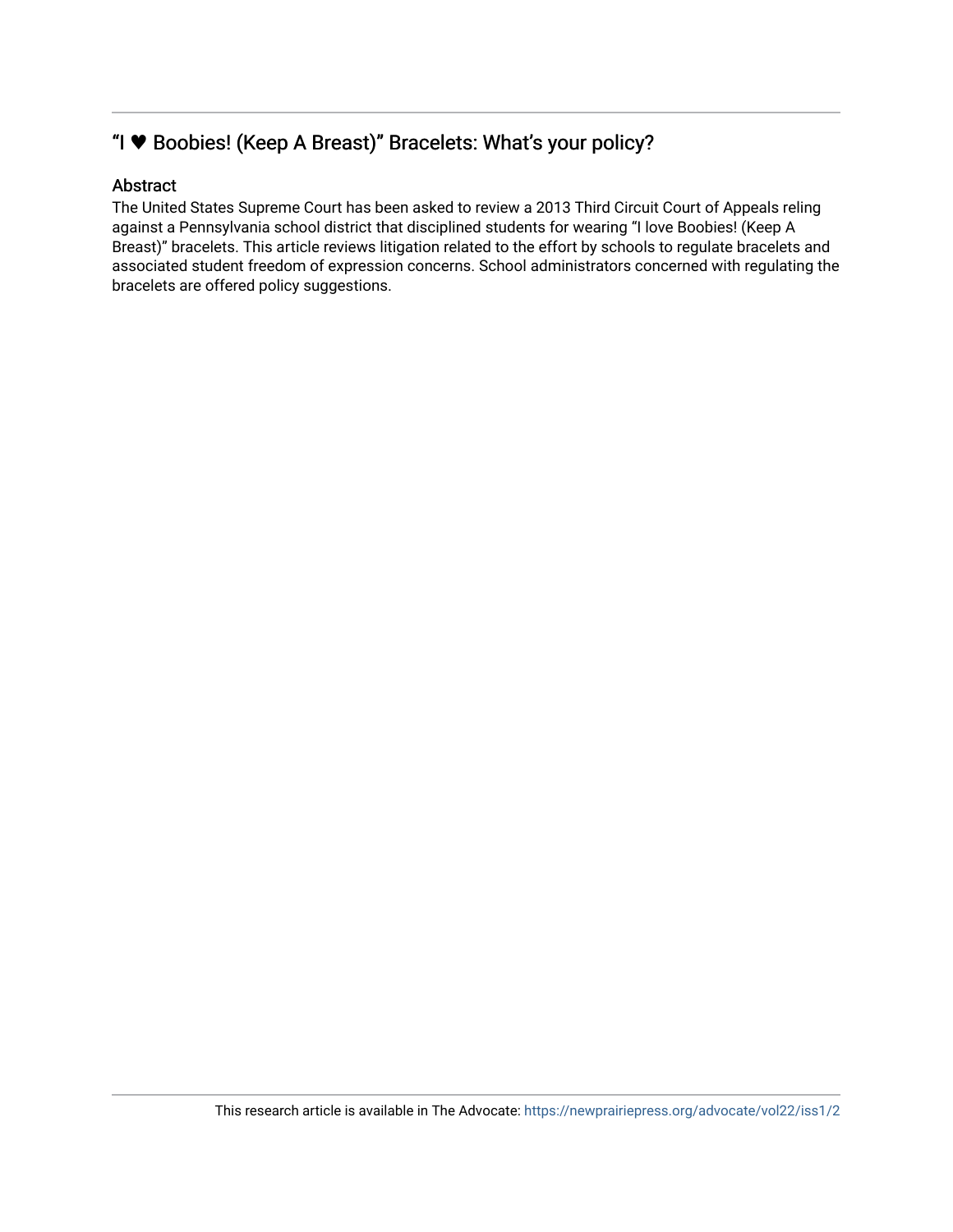## "I ♥ Boobies! (Keep A Breast)" Bracelets: What's your policy?

### Abstract

The United States Supreme Court has been asked to review a 2013 Third Circuit Court of Appeals reling against a Pennsylvania school district that disciplined students for wearing "I love Boobies! (Keep A Breast)" bracelets. This article reviews litigation related to the effort by schools to regulate bracelets and associated student freedom of expression concerns. School administrators concerned with regulating the bracelets are offered policy suggestions.

This research article is available in The Advocate: https://newprairiepress.org/advocate/vol22/iss1/2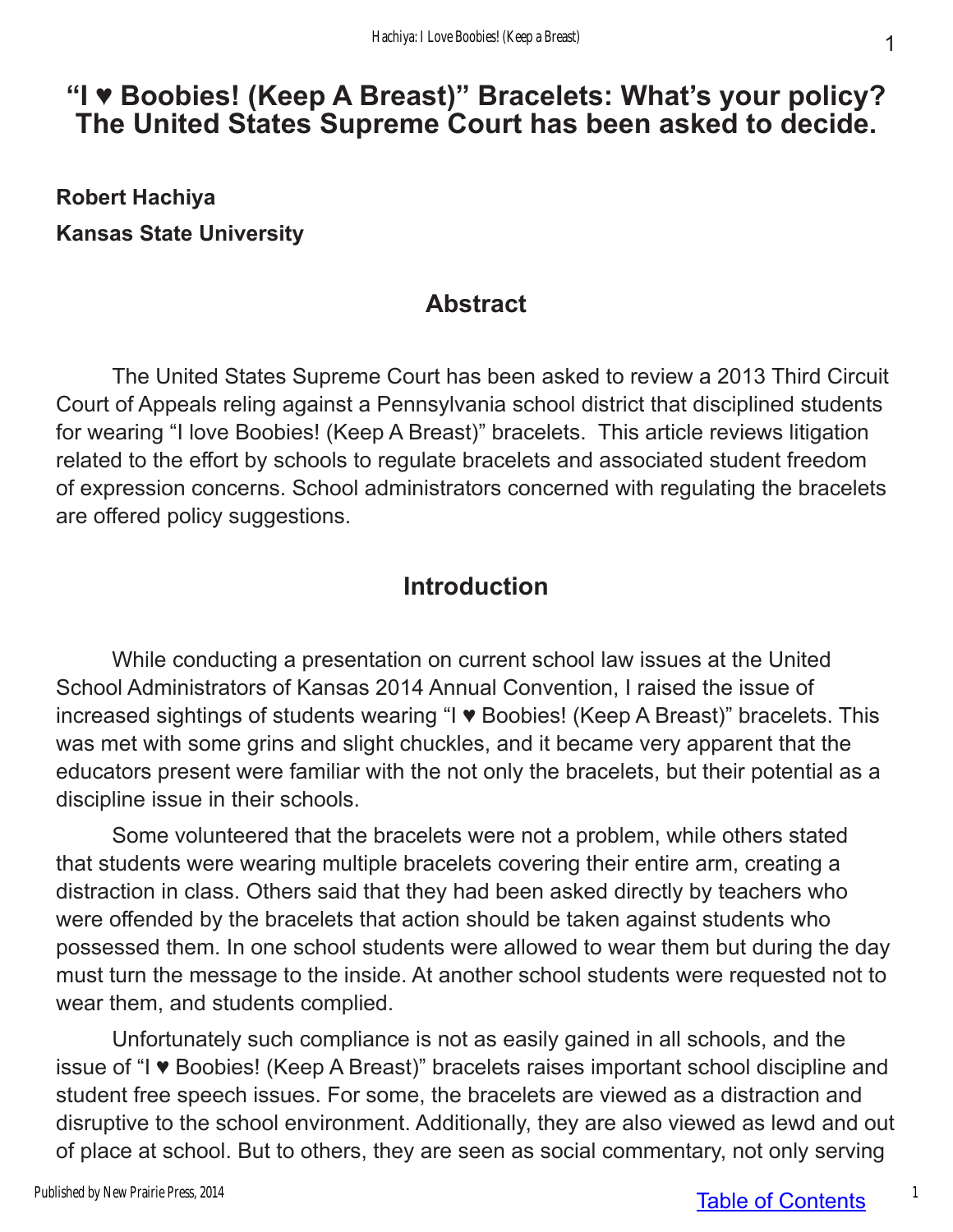# "I ♥ Boobies! (Keep A Breast)" Bracelets: What's your policy? The United States Supreme Court has been asked to decide.

**Robert Hachiya**

**Kansas State University**

## Abstract

The United States Supreme Court has been asked to review a 2013 Third Circuit Court of Appeals reling against a Pennsylvania school district that disciplined students for wearing "I love Boobies! (Keep A Breast)" bracelets. This article reviews litigation related to the effort by schools to regulate bracelets and associated student freedom of expression concerns. School administrators concerned with regulating the bracelets are offered policy suggestions.

## Introduction

While conducting a presentation on current school law issues at the United School Administrators of Kansas 2014 Annual Convention, I raised the issue of increased sightings of students wearing "I ♥ Boobies! (Keep A Breast)" bracelets. This was met with some grins and slight chuckles, and it became very apparent that the educators present were familiar with the not only the bracelets, but their potential as a discipline issue in their schools.

Some volunteered that the bracelets were not a problem, while others stated that students were wearing multiple bracelets covering their entire arm, creating a distraction in class. Others said that they had been asked directly by teachers who were offended by the bracelets that action should be taken against students who possessed them. In one school students were allowed to wear them but during the day must turn the message to the inside. At another school students were requested not to wear them, and students complied.

Unfortunately such compliance is not as easily gained in all schools, and the issue of "I ♥ Boobies! (Keep A Breast)" bracelets raises important school discipline and student free speech issues. For some, the bracelets are viewed as a distraction and disruptive to the school environment. Additionally, they are also viewed as lewd and out of place at school. But to others, they are seen as social commentary, not only serving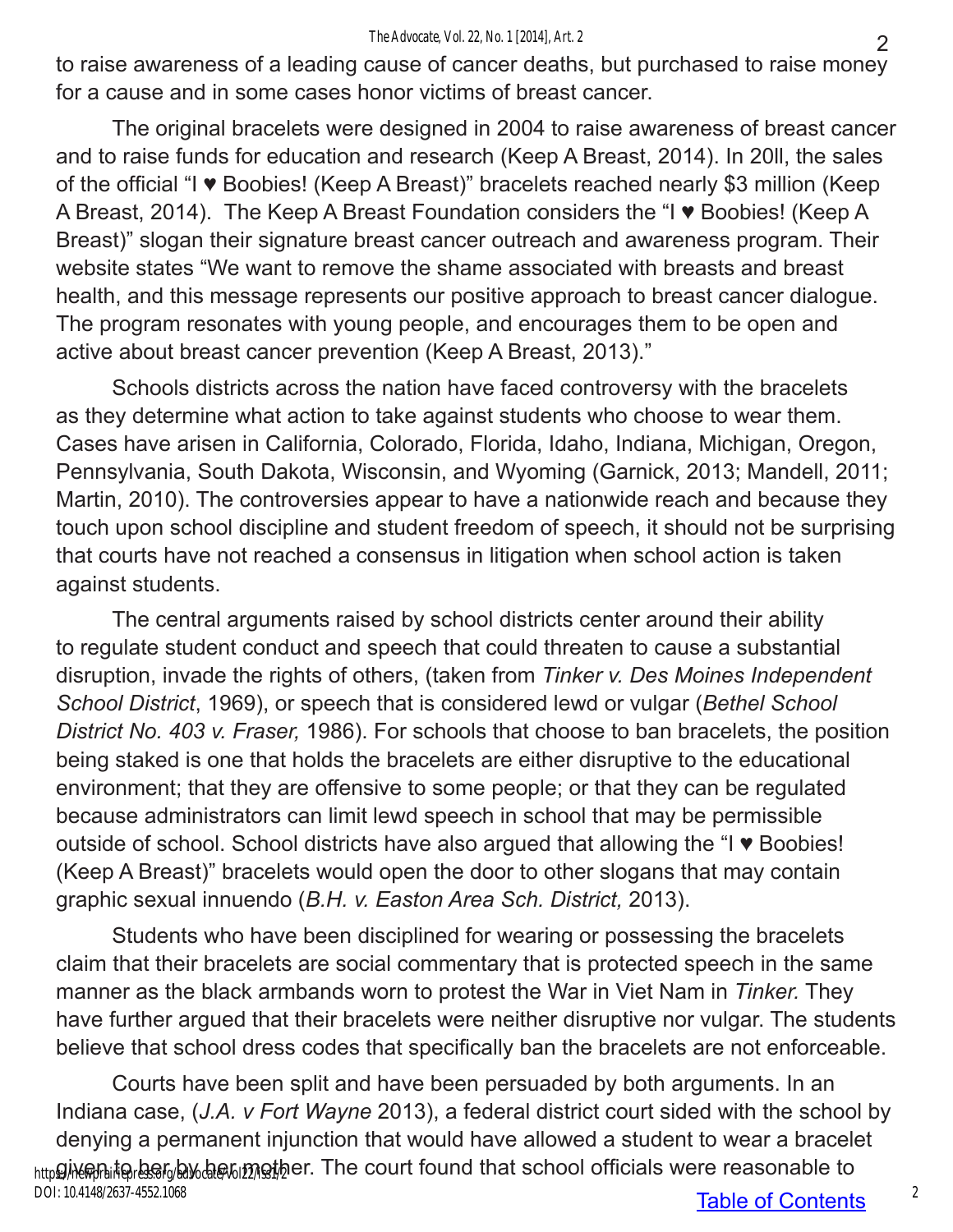to raise awareness of a leading cause of cancer deaths, but purchased to raise money for a cause and in some cases honor victims of breast cancer.

The original bracelets were designed in 2004 to raise awareness of breast cancer and to raise funds for education and research (Keep A Breast, 2014). In 20ll, the sales of the official "I ♥ Boobies! (Keep A Breast)" bracelets reached nearly $3 million (Keep A Breast, 2014). The Keep A Breast Foundation considers the "I ♥ Boobies! (Keep A Breast)" slogan their signature breast cancer outreach and awareness program. Their website states "We want to remove the shame associated with breasts and breast health, and this message represents our positive approach to breast cancer dialogue. The program resonates with young people, and encourages them to be open and active about breast cancer prevention (Keep A Breast, 2013)."

Schools districts across the nation have faced controversy with the bracelets as they determine what action to take against students who choose to wear them. Cases have arisen in California, Colorado, Florida, Idaho, Indiana, Michigan, Oregon, Pennsylvania, South Dakota, Wisconsin, and Wyoming (Garnick, 2013; Mandell, 2011; Martin, 2010). The controversies appear to have a nationwide reach and because they touch upon school discipline and student freedom of speech, it should not be surprising that courts have not reached a consensus in litigation when school action is taken against students.

The central arguments raised by school districts center around their ability to regulate student conduct and speech that could threaten to cause a substantial disruption, invade the rights of others, (taken from *Tinker v. Des Moines Independent School District*, 1969), or speech that is considered lewd or vulgar (*Bethel School District No. 403 v. Fraser,* 1986). For schools that choose to ban bracelets, the position being staked is one that holds the bracelets are either disruptive to the educational environment; that they are offensive to some people; or that they can be regulated because administrators can limit lewd speech in school that may be permissible outside of school. School districts have also argued that allowing the "I ♥ Boobies! (Keep A Breast)" bracelets would open the door to other slogans that may contain graphic sexual innuendo (*B.H. v. Easton Area Sch. District,* 2013).

Students who have been disciplined for wearing or possessing the bracelets claim that their bracelets are social commentary that is protected speech in the same manner as the black armbands worn to protest the War in Viet Nam in *Tinker.* They have further argued that their bracelets were neither disruptive nor vulgar. The students believe that school dress codes that specifically ban the bracelets are not enforceable.

Courts have been split and have been persuaded by both arguments. In an Indiana case, (*J.A. v Fort Wayne* 2013), a federal district court sided with the school by denying a permanent injunction that would have allowed a student to wear a bracelet given to her by her mother. The court found that school officials were reasonable to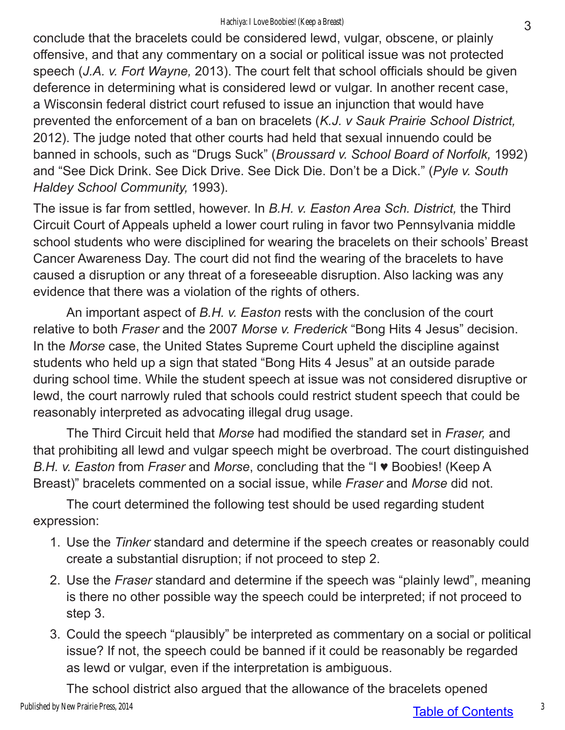conclude that the bracelets could be considered lewd, vulgar, obscene, or plainly offensive, and that any commentary on a social or political issue was not protected speech (*J.A. v. Fort Wayne,* 2013). The court felt that school officials should be given deference in determining what is considered lewd or vulgar. In another recent case, a Wisconsin federal district court refused to issue an injunction that would have prevented the enforcement of a ban on bracelets (*K.J. v Sauk Prairie School District,* 2012). The judge noted that other courts had held that sexual innuendo could be banned in schools, such as "Drugs Suck" (*Broussard v. School Board of Norfolk,* 1992) and "See Dick Drink. See Dick Drive. See Dick Die. Don't be a Dick." (*Pyle v. South Haldey School Community,* 1993).

The issue is far from settled, however. In *B.H. v. Easton Area Sch. District,* the Third Circuit Court of Appeals upheld a lower court ruling in favor two Pennsylvania middle school students who were disciplined for wearing the bracelets on their schools' Breast Cancer Awareness Day. The court did not find the wearing of the bracelets to have caused a disruption or any threat of a foreseeable disruption. Also lacking was any evidence that there was a violation of the rights of others.

An important aspect of *B.H. v. Easton* rests with the conclusion of the court relative to both *Fraser* and the 2007 *Morse v. Frederick* "Bong Hits 4 Jesus" decision. In the *Morse* case, the United States Supreme Court upheld the discipline against students who held up a sign that stated "Bong Hits 4 Jesus" at an outside parade during school time. While the student speech at issue was not considered disruptive or lewd, the court narrowly ruled that schools could restrict student speech that could be reasonably interpreted as advocating illegal drug usage.

The Third Circuit held that *Morse* had modified the standard set in *Fraser,* and that prohibiting all lewd and vulgar speech might be overbroad. The court distinguished *B.H. v. Easton* from *Fraser* and *Morse*, concluding that the "I ♥ Boobies! (Keep A Breast)" bracelets commented on a social issue, while *Fraser* and *Morse* did not.

The court determined the following test should be used regarding student expression:

1. Use the *Tinker* standard and determine if the speech creates or reasonably could create a substantial disruption; if not proceed to step 2.
2. Use the *Fraser* standard and determine if the speech was "plainly lewd", meaning is there no other possible way the speech could be interpreted; if not proceed to step 3.
3. Could the speech "plausibly" be interpreted as commentary on a social or political issue? If not, the speech could be banned if it could be reasonably be regarded as lewd or vulgar, even if the interpretation is ambiguous.

The school district also argued that the allowance of the bracelets opened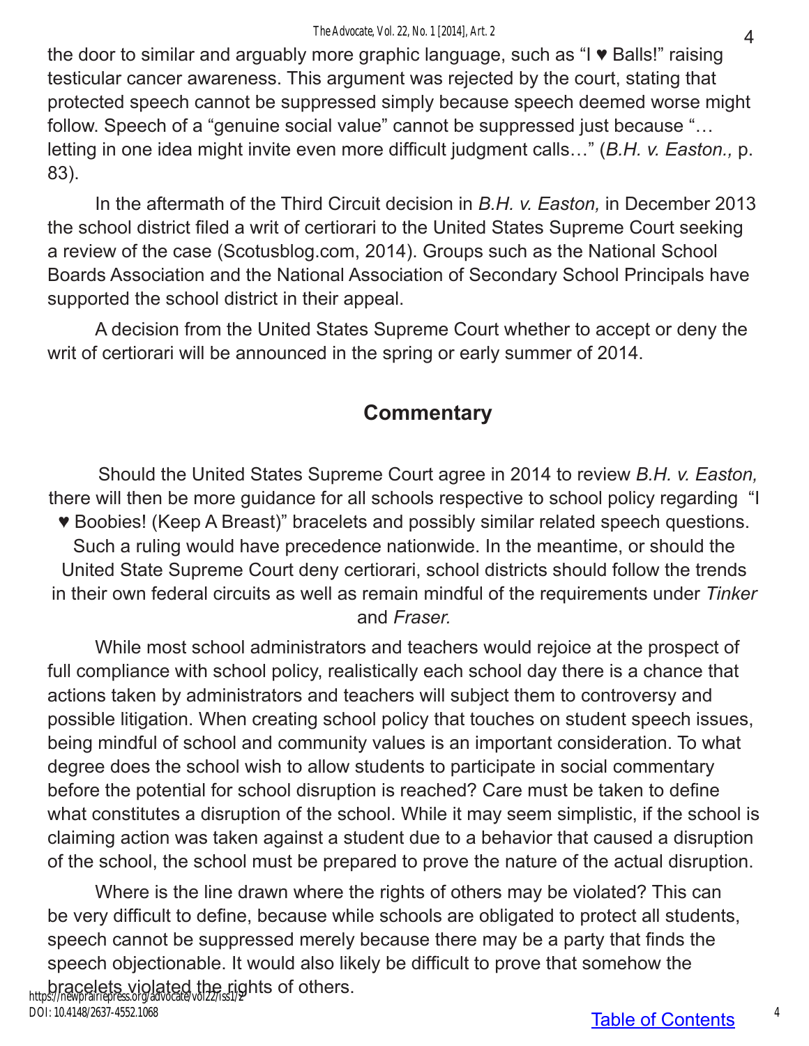the door to similar and arguably more graphic language, such as "I ♥ Balls!" raising testicular cancer awareness. This argument was rejected by the court, stating that protected speech cannot be suppressed simply because speech deemed worse might follow. Speech of a "genuine social value" cannot be suppressed just because "… letting in one idea might invite even more difficult judgment calls…" (*B.H. v. Easton.,* p. 83).

In the aftermath of the Third Circuit decision in *B.H. v. Easton,* in December 2013 the school district filed a writ of certiorari to the United States Supreme Court seeking a review of the case (Scotusblog.com, 2014). Groups such as the National School Boards Association and the National Association of Secondary School Principals have supported the school district in their appeal.

A decision from the United States Supreme Court whether to accept or deny the writ of certiorari will be announced in the spring or early summer of 2014.

## Commentary

Should the United States Supreme Court agree in 2014 to review *B.H. v. Easton,* there will then be more guidance for all schools respective to school policy regarding "I ♥ Boobies! (Keep A Breast)" bracelets and possibly similar related speech questions. Such a ruling would have precedence nationwide. In the meantime, or should the United State Supreme Court deny certiorari, school districts should follow the trends in their own federal circuits as well as remain mindful of the requirements under *Tinker* and *Fraser.*

While most school administrators and teachers would rejoice at the prospect of full compliance with school policy, realistically each school day there is a chance that actions taken by administrators and teachers will subject them to controversy and possible litigation. When creating school policy that touches on student speech issues, being mindful of school and community values is an important consideration. To what degree does the school wish to allow students to participate in social commentary before the potential for school disruption is reached? Care must be taken to define what constitutes a disruption of the school. While it may seem simplistic, if the school is claiming action was taken against a student due to a behavior that caused a disruption of the school, the school must be prepared to prove the nature of the actual disruption.

Where is the line drawn where the rights of others may be violated? This can be very difficult to define, because while schools are obligated to protect all students, speech cannot be suppressed merely because there may be a party that finds the speech objectionable. It would also likely be difficult to prove that somehow the bracelets violated the rights of others.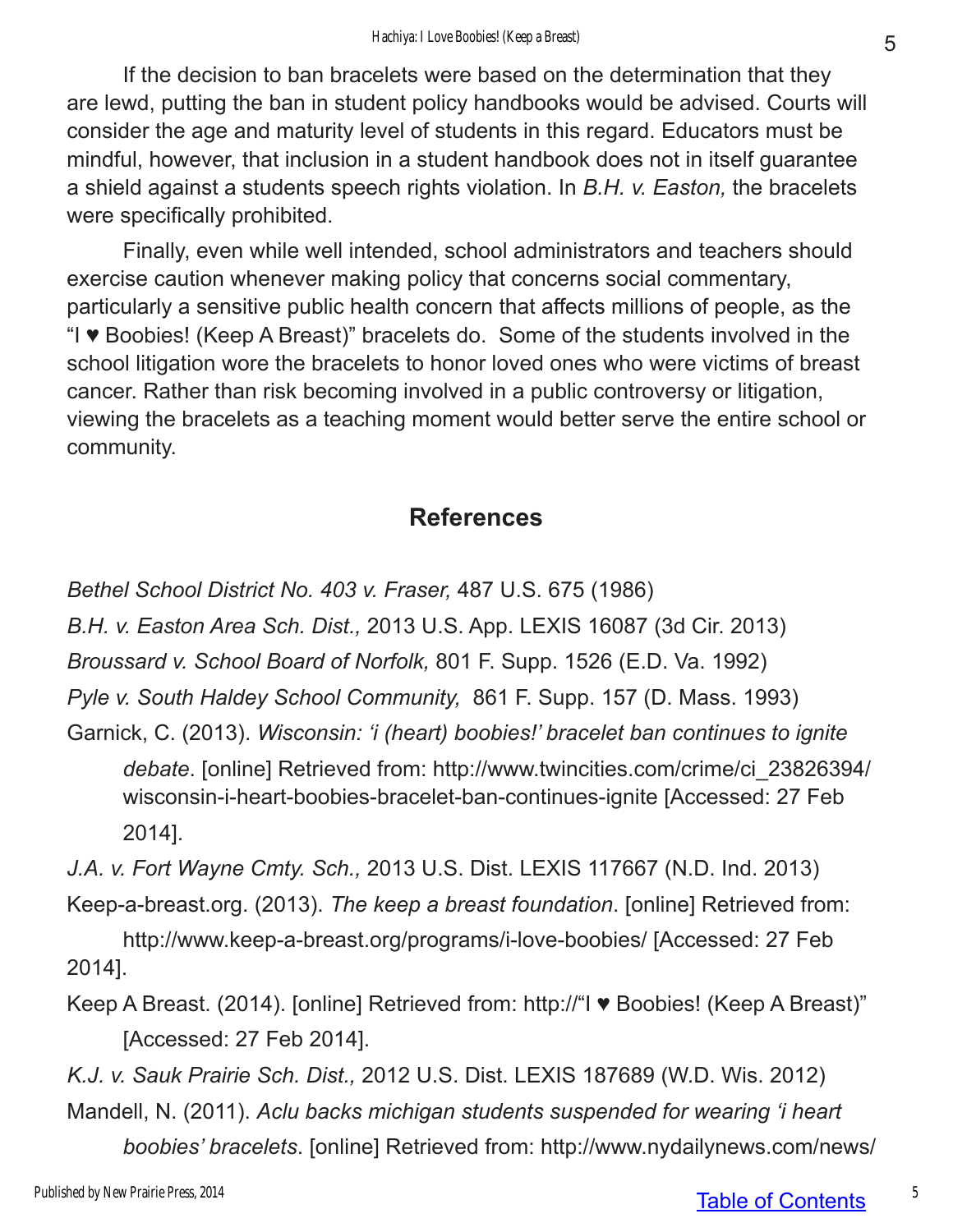If the decision to ban bracelets were based on the determination that they are lewd, putting the ban in student policy handbooks would be advised. Courts will consider the age and maturity level of students in this regard. Educators must be mindful, however, that inclusion in a student handbook does not in itself guarantee a shield against a students speech rights violation. In *B.H. v. Easton,* the bracelets were specifically prohibited.

Finally, even while well intended, school administrators and teachers should exercise caution whenever making policy that concerns social commentary, particularly a sensitive public health concern that affects millions of people, as the "I ♥ Boobies! (Keep A Breast)" bracelets do. Some of the students involved in the school litigation wore the bracelets to honor loved ones who were victims of breast cancer. Rather than risk becoming involved in a public controversy or litigation, viewing the bracelets as a teaching moment would better serve the entire school or community.

## References

*Bethel School District No. 403 v. Fraser,* 487 U.S. 675 (1986)

*B.H. v. Easton Area Sch. Dist.,* 2013 U.S. App. LEXIS 16087 (3d Cir. 2013)

*Broussard v. School Board of Norfolk,* 801 F. Supp. 1526 (E.D. Va. 1992)

*Pyle v. South Haldey School Community,* 861 F. Supp. 157 (D. Mass. 1993)

Garnick, C. (2013). *Wisconsin: 'i (heart) boobies!' bracelet ban continues to ignite debate*. [online] Retrieved from: http://www.twincities.com/crime/ci_23826394/wisconsin-i-heart-boobies-bracelet-ban-continues-ignite [Accessed: 27 Feb 2014].

*J.A. v. Fort Wayne Cmty. Sch.,* 2013 U.S. Dist. LEXIS 117667 (N.D. Ind. 2013)

Keep-a-breast.org. (2013). *The keep a breast foundation*. [online] Retrieved from: http://www.keep-a-breast.org/programs/i-love-boobies/ [Accessed: 27 Feb 2014].

Keep A Breast. (2014). [online] Retrieved from: http://"I ♥ Boobies! (Keep A Breast)" [Accessed: 27 Feb 2014].

*K.J. v. Sauk Prairie Sch. Dist.,* 2012 U.S. Dist. LEXIS 187689 (W.D. Wis. 2012)

Mandell, N. (2011). *Aclu backs michigan students suspended for wearing 'i heart boobies' bracelets*. [online] Retrieved from: http://www.nydailynews.com/news/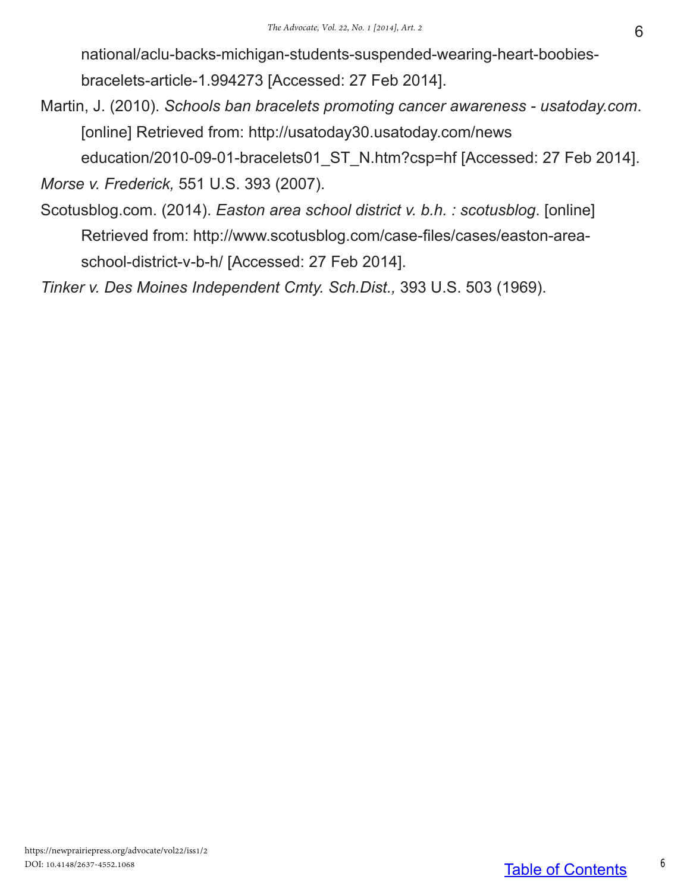national/aclu-backs-michigan-students-suspended-wearing-heart-boobies-bracelets-article-1.994273 [Accessed: 27 Feb 2014].

Martin, J. (2010). *Schools ban bracelets promoting cancer awareness - usatoday.com*. [online] Retrieved from: http://usatoday30.usatoday.com/news education/2010-09-01-bracelets01_ST_N.htm?csp=hf [Accessed: 27 Feb 2014].

*Morse v. Frederick,* 551 U.S. 393 (2007).

Scotusblog.com. (2014). *Easton area school district v. b.h. : scotusblog*. [online] Retrieved from: http://www.scotusblog.com/case-files/cases/easton-area-school-district-v-b-h/ [Accessed: 27 Feb 2014].

*Tinker v. Des Moines Independent Cmty. Sch.Dist.,* 393 U.S. 503 (1969).